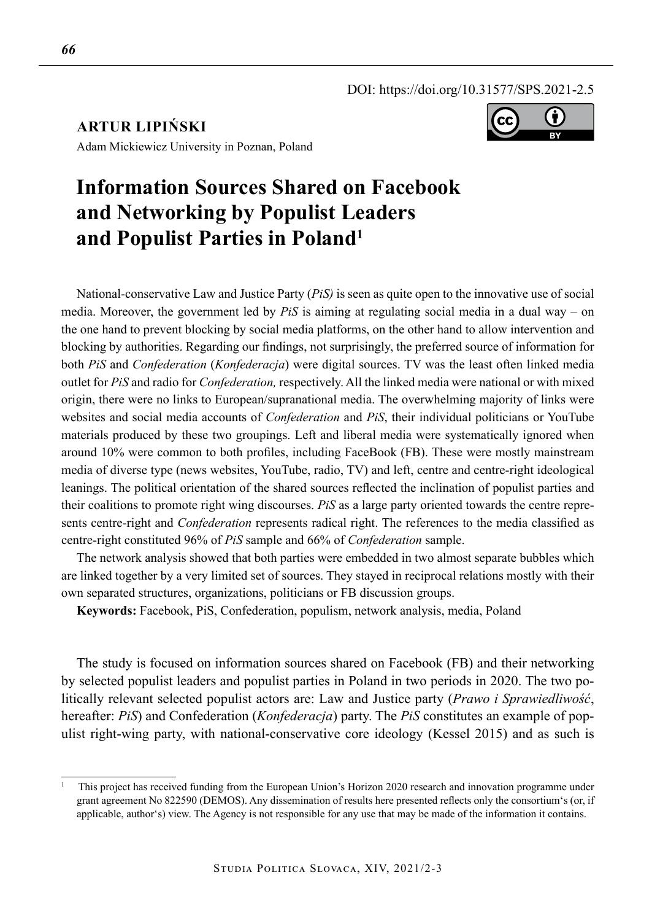DOI: https://doi.org/10.31577/SPS.2021-2.5

**ARTUR LIPIŃSKI**

Adam Mickiewicz University in Poznan, Poland

# Information Sources Shared on Facebook and Networking by Populist Leaders and Populist Parties in Poland[1]

National-conservative Law and Justice Party (*PiS)* is seen as quite open to the innovative use of social media. Moreover, the government led by *PiS* is aiming at regulating social media in a dual way – on the one hand to prevent blocking by social media platforms, on the other hand to allow intervention and blocking by authorities. Regarding our findings, not surprisingly, the preferred source of information for both *PiS* and *Confederation* (*Konfederacja*) were digital sources. TV was the least often linked media outlet for *PiS* and radio for *Confederation,* respectively. All the linked media were national or with mixed origin, there were no links to European/supranational media. The overwhelming majority of links were websites and social media accounts of *Confederation* and *PiS*, their individual politicians or YouTube materials produced by these two groupings. Left and liberal media were systematically ignored when around 10% were common to both profiles, including FaceBook (FB). These were mostly mainstream media of diverse type (news websites, YouTube, radio, TV) and left, centre and centre-right ideological leanings. The political orientation of the shared sources reflected the inclination of populist parties and their coalitions to promote right wing discourses. *PiS* as a large party oriented towards the centre represents centre-right and *Confederation* represents radical right. The references to the media classified as centre-right constituted 96% of *PiS* sample and 66% of *Confederation* sample.

The network analysis showed that both parties were embedded in two almost separate bubbles which are linked together by a very limited set of sources. They stayed in reciprocal relations mostly with their own separated structures, organizations, politicians or FB discussion groups.

**Keywords:** Facebook, PiS, Confederation, populism, network analysis, media, Poland

The study is focused on information sources shared on Facebook (FB) and their networking by selected populist leaders and populist parties in Poland in two periods in 2020. The two politically relevant selected populist actors are: Law and Justice party (*Prawo i Sprawiedliwość*, hereafter: *PiS*) and Confederation (*Konfederacja*) party. The *PiS* constitutes an example of populist right-wing party, with national-conservative core ideology (Kessel 2015) and as such is

---

[1] This project has received funding from the European Union's Horizon 2020 research and innovation programme under grant agreement No 822590 (DEMOS). Any dissemination of results here presented reflects only the consortium's (or, if applicable, author's) view. The Agency is not responsible for any use that may be made of the information it contains.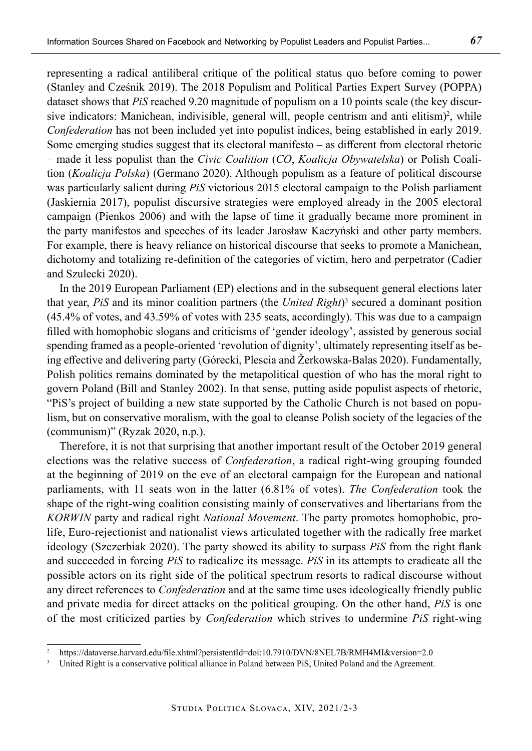representing a radical antiliberal critique of the political status quo before coming to power (Stanley and Cześnik 2019). The 2018 Populism and Political Parties Expert Survey (POPPA) dataset shows that *PiS* reached 9.20 magnitude of populism on a 10 points scale (the key discursive indicators: Manichean, indivisible, general will, people centrism and anti elitism)[2], while *Confederation* has not been included yet into populist indices, being established in early 2019. Some emerging studies suggest that its electoral manifesto – as different from electoral rhetoric – made it less populist than the *Civic Coalition* (*CO*, *Koalicja Obywatelska*) or Polish Coalition (*Koalicja Polska*) (Germano 2020). Although populism as a feature of political discourse was particularly salient during *PiS* victorious 2015 electoral campaign to the Polish parliament (Jaskiernia 2017), populist discursive strategies were employed already in the 2005 electoral campaign (Pienkos 2006) and with the lapse of time it gradually became more prominent in the party manifestos and speeches of its leader Jarosław Kaczyński and other party members. For example, there is heavy reliance on historical discourse that seeks to promote a Manichean, dichotomy and totalizing re-definition of the categories of victim, hero and perpetrator (Cadier and Szulecki 2020).

In the 2019 European Parliament (EP) elections and in the subsequent general elections later that year, *PiS* and its minor coalition partners (the *United Right*)[3] secured a dominant position (45.4% of votes, and 43.59% of votes with 235 seats, accordingly). This was due to a campaign filled with homophobic slogans and criticisms of 'gender ideology', assisted by generous social spending framed as a people-oriented 'revolution of dignity', ultimately representing itself as being effective and delivering party (Górecki, Plescia and Žerkowska-Balas 2020). Fundamentally, Polish politics remains dominated by the metapolitical question of who has the moral right to govern Poland (Bill and Stanley 2002). In that sense, putting aside populist aspects of rhetoric, "PiS's project of building a new state supported by the Catholic Church is not based on populism, but on conservative moralism, with the goal to cleanse Polish society of the legacies of the (communism)" (Ryzak 2020, n.p.).

Therefore, it is not that surprising that another important result of the October 2019 general elections was the relative success of *Confederation*, a radical right-wing grouping founded at the beginning of 2019 on the eve of an electoral campaign for the European and national parliaments, with 11 seats won in the latter (6.81% of votes). *The Confederation* took the shape of the right-wing coalition consisting mainly of conservatives and libertarians from the *KORWIN* party and radical right *National Movement*. The party promotes homophobic, pro-life, Euro-rejectionist and nationalist views articulated together with the radically free market ideology (Szczerbiak 2020). The party showed its ability to surpass *PiS* from the right flank and succeeded in forcing *PiS* to radicalize its message. *PiS* in its attempts to eradicate all the possible actors on its right side of the political spectrum resorts to radical discourse without any direct references to *Confederation* and at the same time uses ideologically friendly public and private media for direct attacks on the political grouping. On the other hand, *PiS* is one of the most criticized parties by *Confederation* which strives to undermine *PiS* right-wing

---

[2] https://dataverse.harvard.edu/file.xhtml?persistentId=doi:10.7910/DVN/8NEL7B/RMH4MI&version=2.0

[3] United Right is a conservative political alliance in Poland between PiS, United Poland and the Agreement.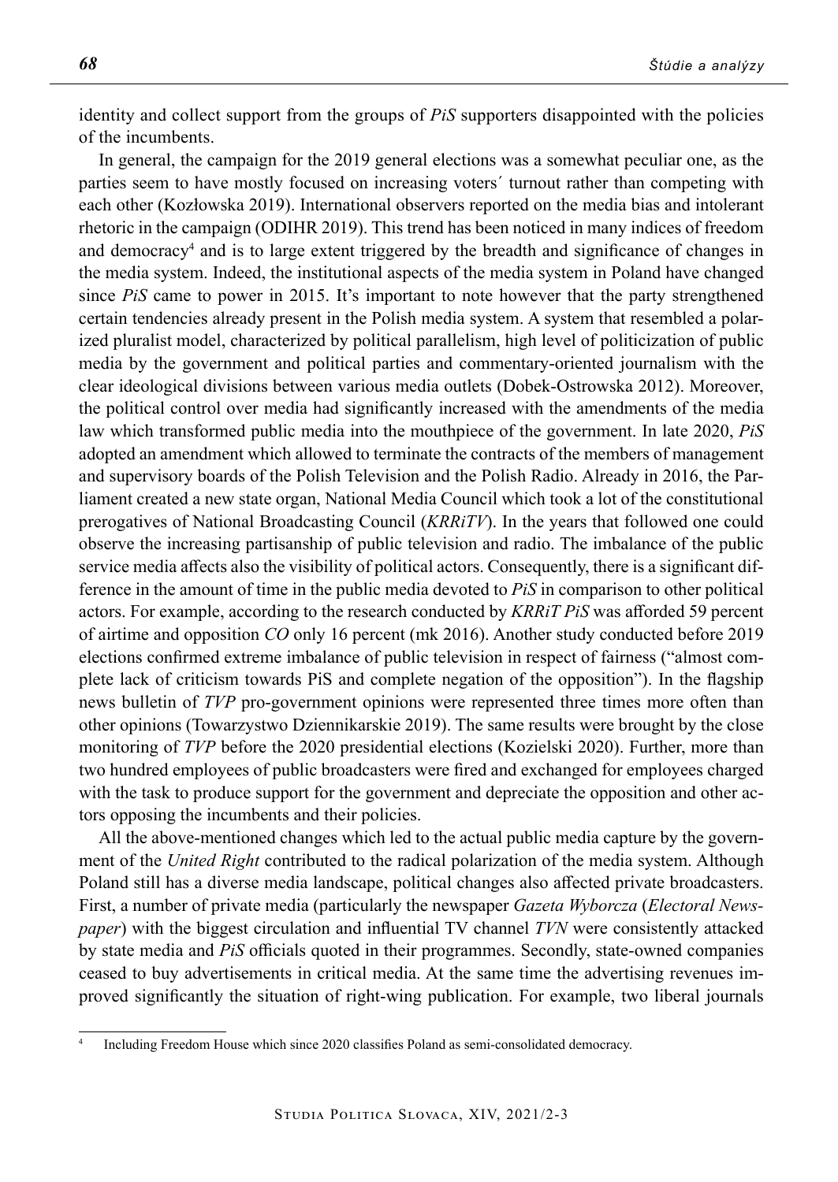identity and collect support from the groups of *PiS* supporters disappointed with the policies of the incumbents.

In general, the campaign for the 2019 general elections was a somewhat peculiar one, as the parties seem to have mostly focused on increasing voters´ turnout rather than competing with each other (Kozłowska 2019). International observers reported on the media bias and intolerant rhetoric in the campaign (ODIHR 2019). This trend has been noticed in many indices of freedom and democracy[4] and is to large extent triggered by the breadth and significance of changes in the media system. Indeed, the institutional aspects of the media system in Poland have changed since *PiS* came to power in 2015. It's important to note however that the party strengthened certain tendencies already present in the Polish media system. A system that resembled a polarized pluralist model, characterized by political parallelism, high level of politicization of public media by the government and political parties and commentary-oriented journalism with the clear ideological divisions between various media outlets (Dobek-Ostrowska 2012). Moreover, the political control over media had significantly increased with the amendments of the media law which transformed public media into the mouthpiece of the government. In late 2020, *PiS* adopted an amendment which allowed to terminate the contracts of the members of management and supervisory boards of the Polish Television and the Polish Radio. Already in 2016, the Parliament created a new state organ, National Media Council which took a lot of the constitutional prerogatives of National Broadcasting Council (*KRRiTV*). In the years that followed one could observe the increasing partisanship of public television and radio. The imbalance of the public service media affects also the visibility of political actors. Consequently, there is a significant difference in the amount of time in the public media devoted to *PiS* in comparison to other political actors. For example, according to the research conducted by *KRRiT PiS* was afforded 59 percent of airtime and opposition *CO* only 16 percent (mk 2016). Another study conducted before 2019 elections confirmed extreme imbalance of public television in respect of fairness ("almost complete lack of criticism towards PiS and complete negation of the opposition"). In the flagship news bulletin of *TVP* pro-government opinions were represented three times more often than other opinions (Towarzystwo Dziennikarskie 2019). The same results were brought by the close monitoring of *TVP* before the 2020 presidential elections (Kozielski 2020). Further, more than two hundred employees of public broadcasters were fired and exchanged for employees charged with the task to produce support for the government and depreciate the opposition and other actors opposing the incumbents and their policies.

All the above-mentioned changes which led to the actual public media capture by the government of the *United Right* contributed to the radical polarization of the media system. Although Poland still has a diverse media landscape, political changes also affected private broadcasters. First, a number of private media (particularly the newspaper *Gazeta Wyborcza* (*Electoral Newspaper*) with the biggest circulation and influential TV channel *TVN* were consistently attacked by state media and *PiS* officials quoted in their programmes. Secondly, state-owned companies ceased to buy advertisements in critical media. At the same time the advertising revenues improved significantly the situation of right-wing publication. For example, two liberal journals

[4] Including Freedom House which since 2020 classifies Poland as semi-consolidated democracy.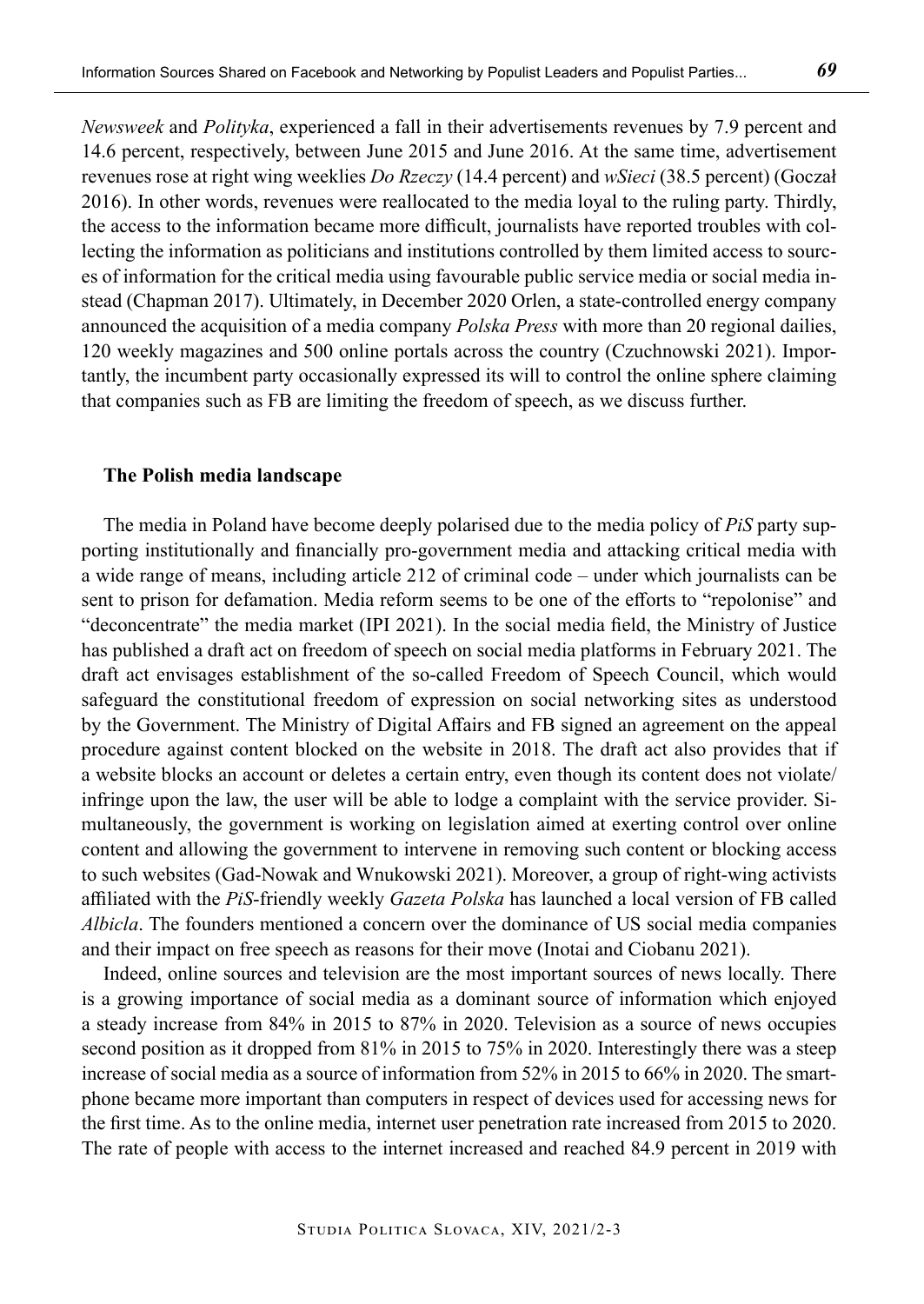*Newsweek* and *Polityka*, experienced a fall in their advertisements revenues by 7.9 percent and 14.6 percent, respectively, between June 2015 and June 2016. At the same time, advertisement revenues rose at right wing weeklies *Do Rzeczy* (14.4 percent) and *wSieci* (38.5 percent) (Goczał 2016). In other words, revenues were reallocated to the media loyal to the ruling party. Thirdly, the access to the information became more difficult, journalists have reported troubles with collecting the information as politicians and institutions controlled by them limited access to sources of information for the critical media using favourable public service media or social media instead (Chapman 2017). Ultimately, in December 2020 Orlen, a state-controlled energy company announced the acquisition of a media company *Polska Press* with more than 20 regional dailies, 120 weekly magazines and 500 online portals across the country (Czuchnowski 2021). Importantly, the incumbent party occasionally expressed its will to control the online sphere claiming that companies such as FB are limiting the freedom of speech, as we discuss further.

## The Polish media landscape

The media in Poland have become deeply polarised due to the media policy of *PiS* party supporting institutionally and financially pro-government media and attacking critical media with a wide range of means, including article 212 of criminal code – under which journalists can be sent to prison for defamation. Media reform seems to be one of the efforts to "repolonise" and "deconcentrate" the media market (IPI 2021). In the social media field, the Ministry of Justice has published a draft act on freedom of speech on social media platforms in February 2021. The draft act envisages establishment of the so-called Freedom of Speech Council, which would safeguard the constitutional freedom of expression on social networking sites as understood by the Government. The Ministry of Digital Affairs and FB signed an agreement on the appeal procedure against content blocked on the website in 2018. The draft act also provides that if a website blocks an account or deletes a certain entry, even though its content does not violate/infringe upon the law, the user will be able to lodge a complaint with the service provider. Simultaneously, the government is working on legislation aimed at exerting control over online content and allowing the government to intervene in removing such content or blocking access to such websites (Gad-Nowak and Wnukowski 2021). Moreover, a group of right-wing activists affiliated with the *PiS*-friendly weekly *Gazeta Polska* has launched a local version of FB called *Albicla*. The founders mentioned a concern over the dominance of US social media companies and their impact on free speech as reasons for their move (Inotai and Ciobanu 2021).

Indeed, online sources and television are the most important sources of news locally. There is a growing importance of social media as a dominant source of information which enjoyed a steady increase from 84% in 2015 to 87% in 2020. Television as a source of news occupies second position as it dropped from 81% in 2015 to 75% in 2020. Interestingly there was a steep increase of social media as a source of information from 52% in 2015 to 66% in 2020. The smartphone became more important than computers in respect of devices used for accessing news for the first time. As to the online media, internet user penetration rate increased from 2015 to 2020. The rate of people with access to the internet increased and reached 84.9 percent in 2019 with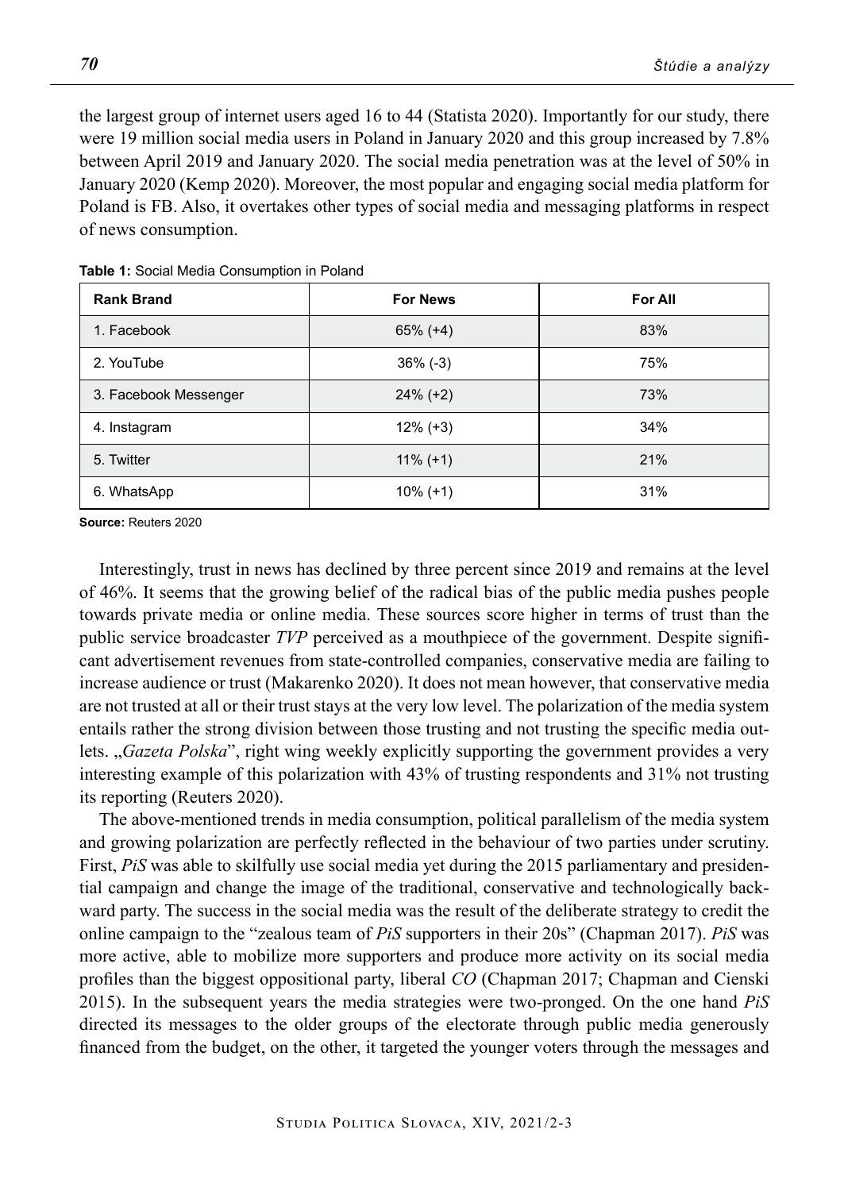the largest group of internet users aged 16 to 44 (Statista 2020). Importantly for our study, there were 19 million social media users in Poland in January 2020 and this group increased by 7.8% between April 2019 and January 2020. The social media penetration was at the level of 50% in January 2020 (Kemp 2020). Moreover, the most popular and engaging social media platform for Poland is FB. Also, it overtakes other types of social media and messaging platforms in respect of news consumption.

**Table 1:** Social Media Consumption in Poland

| Rank Brand | For News | For All |
|---|---|---|
| 1. Facebook | 65% (+4) | 83% |
| 2. YouTube | 36% (-3) | 75% |
| 3. Facebook Messenger | 24% (+2) | 73% |
| 4. Instagram | 12% (+3) | 34% |
| 5. Twitter | 11% (+1) | 21% |
| 6. WhatsApp | 10% (+1) | 31% |

**Source:** Reuters 2020

Interestingly, trust in news has declined by three percent since 2019 and remains at the level of 46%. It seems that the growing belief of the radical bias of the public media pushes people towards private media or online media. These sources score higher in terms of trust than the public service broadcaster *TVP* perceived as a mouthpiece of the government. Despite significant advertisement revenues from state-controlled companies, conservative media are failing to increase audience or trust (Makarenko 2020). It does not mean however, that conservative media are not trusted at all or their trust stays at the very low level. The polarization of the media system entails rather the strong division between those trusting and not trusting the specific media outlets. „*Gazeta Polska*", right wing weekly explicitly supporting the government provides a very interesting example of this polarization with 43% of trusting respondents and 31% not trusting its reporting (Reuters 2020).

The above-mentioned trends in media consumption, political parallelism of the media system and growing polarization are perfectly reflected in the behaviour of two parties under scrutiny. First, *PiS* was able to skilfully use social media yet during the 2015 parliamentary and presidential campaign and change the image of the traditional, conservative and technologically backward party. The success in the social media was the result of the deliberate strategy to credit the online campaign to the "zealous team of *PiS* supporters in their 20s" (Chapman 2017). *PiS* was more active, able to mobilize more supporters and produce more activity on its social media profiles than the biggest oppositional party, liberal *CO* (Chapman 2017; Chapman and Cienski 2015). In the subsequent years the media strategies were two-pronged. On the one hand *PiS* directed its messages to the older groups of the electorate through public media generously financed from the budget, on the other, it targeted the younger voters through the messages and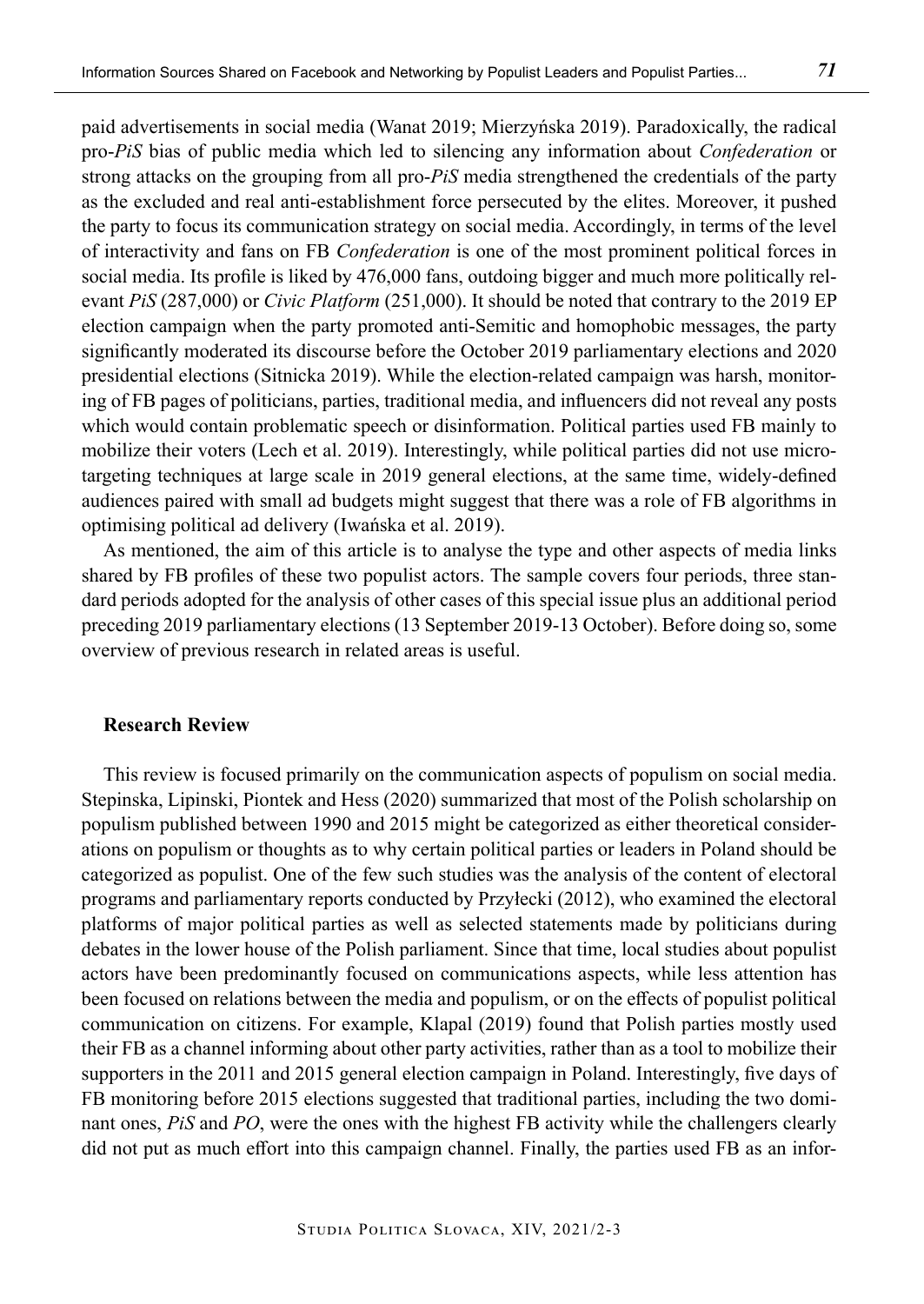paid advertisements in social media (Wanat 2019; Mierzyńska 2019). Paradoxically, the radical pro-*PiS* bias of public media which led to silencing any information about *Confederation* or strong attacks on the grouping from all pro-*PiS* media strengthened the credentials of the party as the excluded and real anti-establishment force persecuted by the elites. Moreover, it pushed the party to focus its communication strategy on social media. Accordingly, in terms of the level of interactivity and fans on FB *Confederation* is one of the most prominent political forces in social media. Its profile is liked by 476,000 fans, outdoing bigger and much more politically relevant *PiS* (287,000) or *Civic Platform* (251,000). It should be noted that contrary to the 2019 EP election campaign when the party promoted anti-Semitic and homophobic messages, the party significantly moderated its discourse before the October 2019 parliamentary elections and 2020 presidential elections (Sitnicka 2019). While the election-related campaign was harsh, monitoring of FB pages of politicians, parties, traditional media, and influencers did not reveal any posts which would contain problematic speech or disinformation. Political parties used FB mainly to mobilize their voters (Lech et al. 2019). Interestingly, while political parties did not use microtargeting techniques at large scale in 2019 general elections, at the same time, widely-defined audiences paired with small ad budgets might suggest that there was a role of FB algorithms in optimising political ad delivery (Iwańska et al. 2019).

As mentioned, the aim of this article is to analyse the type and other aspects of media links shared by FB profiles of these two populist actors. The sample covers four periods, three standard periods adopted for the analysis of other cases of this special issue plus an additional period preceding 2019 parliamentary elections (13 September 2019-13 October). Before doing so, some overview of previous research in related areas is useful.

## Research Review

This review is focused primarily on the communication aspects of populism on social media. Stepinska, Lipinski, Piontek and Hess (2020) summarized that most of the Polish scholarship on populism published between 1990 and 2015 might be categorized as either theoretical considerations on populism or thoughts as to why certain political parties or leaders in Poland should be categorized as populist. One of the few such studies was the analysis of the content of electoral programs and parliamentary reports conducted by Przyłecki (2012), who examined the electoral platforms of major political parties as well as selected statements made by politicians during debates in the lower house of the Polish parliament. Since that time, local studies about populist actors have been predominantly focused on communications aspects, while less attention has been focused on relations between the media and populism, or on the effects of populist political communication on citizens. For example, Klapal (2019) found that Polish parties mostly used their FB as a channel informing about other party activities, rather than as a tool to mobilize their supporters in the 2011 and 2015 general election campaign in Poland. Interestingly, five days of FB monitoring before 2015 elections suggested that traditional parties, including the two dominant ones, *PiS* and *PO*, were the ones with the highest FB activity while the challengers clearly did not put as much effort into this campaign channel. Finally, the parties used FB as an infor-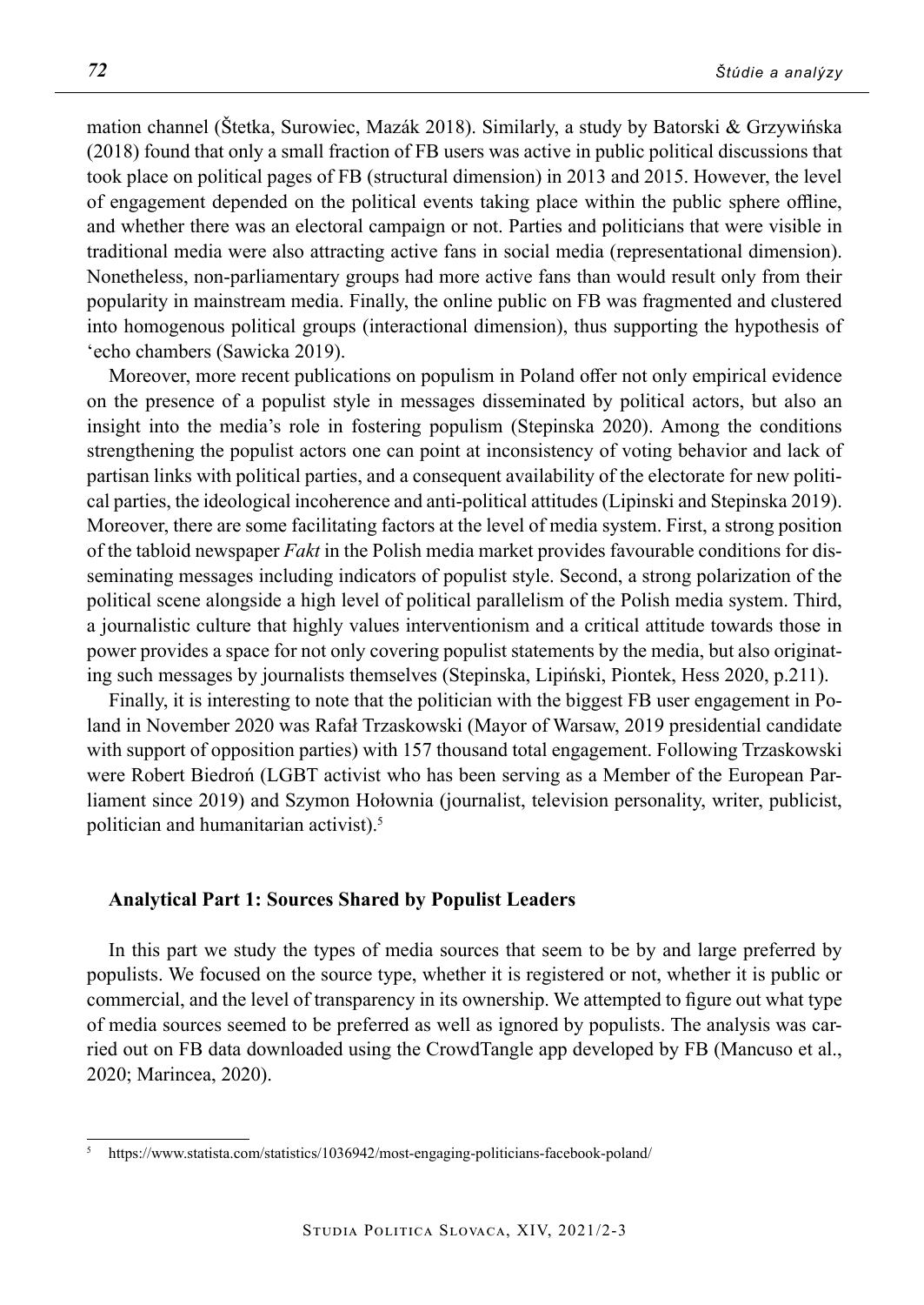mation channel (Štetka, Surowiec, Mazák 2018). Similarly, a study by Batorski & Grzywińska (2018) found that only a small fraction of FB users was active in public political discussions that took place on political pages of FB (structural dimension) in 2013 and 2015. However, the level of engagement depended on the political events taking place within the public sphere offline, and whether there was an electoral campaign or not. Parties and politicians that were visible in traditional media were also attracting active fans in social media (representational dimension). Nonetheless, non-parliamentary groups had more active fans than would result only from their popularity in mainstream media. Finally, the online public on FB was fragmented and clustered into homogenous political groups (interactional dimension), thus supporting the hypothesis of 'echo chambers (Sawicka 2019).

Moreover, more recent publications on populism in Poland offer not only empirical evidence on the presence of a populist style in messages disseminated by political actors, but also an insight into the media's role in fostering populism (Stepinska 2020). Among the conditions strengthening the populist actors one can point at inconsistency of voting behavior and lack of partisan links with political parties, and a consequent availability of the electorate for new political parties, the ideological incoherence and anti-political attitudes (Lipinski and Stepinska 2019). Moreover, there are some facilitating factors at the level of media system. First, a strong position of the tabloid newspaper *Fakt* in the Polish media market provides favourable conditions for disseminating messages including indicators of populist style. Second, a strong polarization of the political scene alongside a high level of political parallelism of the Polish media system. Third, a journalistic culture that highly values interventionism and a critical attitude towards those in power provides a space for not only covering populist statements by the media, but also originating such messages by journalists themselves (Stepinska, Lipiński, Piontek, Hess 2020, p.211).

Finally, it is interesting to note that the politician with the biggest FB user engagement in Poland in November 2020 was Rafał Trzaskowski (Mayor of Warsaw, 2019 presidential candidate with support of opposition parties) with 157 thousand total engagement. Following Trzaskowski were Robert Biedroń (LGBT activist who has been serving as a Member of the European Parliament since 2019) and Szymon Hołownia (journalist, television personality, writer, publicist, politician and humanitarian activist).[5]

## Analytical Part 1: Sources Shared by Populist Leaders

In this part we study the types of media sources that seem to be by and large preferred by populists. We focused on the source type, whether it is registered or not, whether it is public or commercial, and the level of transparency in its ownership. We attempted to figure out what type of media sources seemed to be preferred as well as ignored by populists. The analysis was carried out on FB data downloaded using the CrowdTangle app developed by FB (Mancuso et al., 2020; Marincea, 2020).

---

[5] https://www.statista.com/statistics/1036942/most-engaging-politicians-facebook-poland/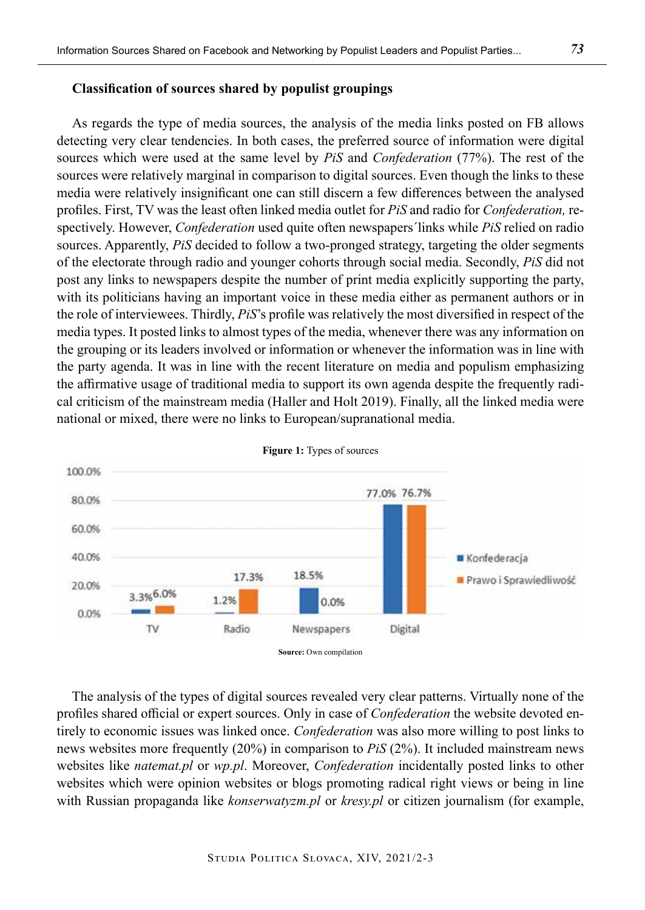### Classification of sources shared by populist groupings

As regards the type of media sources, the analysis of the media links posted on FB allows detecting very clear tendencies. In both cases, the preferred source of information were digital sources which were used at the same level by *PiS* and *Confederation* (77%). The rest of the sources were relatively marginal in comparison to digital sources. Even though the links to these media were relatively insignificant one can still discern a few differences between the analysed profiles. First, TV was the least often linked media outlet for *PiS* and radio for *Confederation,* respectively. However, *Confederation* used quite often newspapers´links while *PiS* relied on radio sources. Apparently, *PiS* decided to follow a two-pronged strategy, targeting the older segments of the electorate through radio and younger cohorts through social media. Secondly, *PiS* did not post any links to newspapers despite the number of print media explicitly supporting the party, with its politicians having an important voice in these media either as permanent authors or in the role of interviewees. Thirdly, *PiS*'s profile was relatively the most diversified in respect of the media types. It posted links to almost types of the media, whenever there was any information on the grouping or its leaders involved or information or whenever the information was in line with the party agenda. It was in line with the recent literature on media and populism emphasizing the affirmative usage of traditional media to support its own agenda despite the frequently radical criticism of the mainstream media (Haller and Holt 2019). Finally, all the linked media were national or mixed, there were no links to European/supranational media.

**Figure 1:** Types of sources

| | TV | Radio | Newspapers | Digital |
|---|---|---|---|---|
| Konfederacja | 3.3% | 1.2% | 18.5% | 77.0% |
| Prawo i Sprawiedliwość | 6.0% | 17.3% | 0.0% | 76.7% |

**Source:** Own compilation

The analysis of the types of digital sources revealed very clear patterns. Virtually none of the profiles shared official or expert sources. Only in case of *Confederation* the website devoted entirely to economic issues was linked once. *Confederation* was also more willing to post links to news websites more frequently (20%) in comparison to *PiS* (2%). It included mainstream news websites like *natemat.pl* or *wp.pl*. Moreover, *Confederation* incidentally posted links to other websites which were opinion websites or blogs promoting radical right views or being in line with Russian propaganda like *konserwatyzm.pl* or *kresy.pl* or citizen journalism (for example,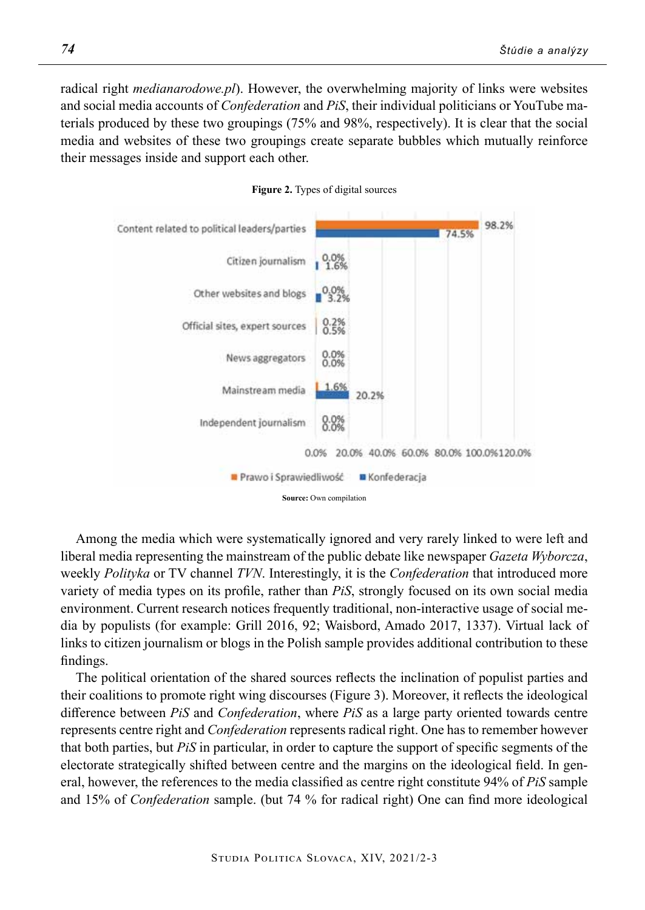radical right *medianarodowe.pl*). However, the overwhelming majority of links were websites and social media accounts of *Confederation* and *PiS*, their individual politicians or YouTube materials produced by these two groupings (75% and 98%, respectively). It is clear that the social media and websites of these two groupings create separate bubbles which mutually reinforce their messages inside and support each other.

**Figure 2.** Types of digital sources

| Type | Prawo i Sprawiedliwość | Konfederacja |
|---|---|---|
| Content related to political leaders/parties | 98.2% | 74.5% |
| Citizen journalism | 0.0% | 1.6% |
| Other websites and blogs | 0.0% | 3.2% |
| Official sites, expert sources | 0.2% | 0.5% |
| News aggregators | 0.0% | 0.0% |
| Mainstream media | 1.6% | 20.2% |
| Independent journalism | 0.0% | 0.0% |

**Source:** Own compilation

Among the media which were systematically ignored and very rarely linked to were left and liberal media representing the mainstream of the public debate like newspaper *Gazeta Wyborcza*, weekly *Polityka* or TV channel *TVN*. Interestingly, it is the *Confederation* that introduced more variety of media types on its profile, rather than *PiS*, strongly focused on its own social media environment. Current research notices frequently traditional, non-interactive usage of social media by populists (for example: Grill 2016, 92; Waisbord, Amado 2017, 1337). Virtual lack of links to citizen journalism or blogs in the Polish sample provides additional contribution to these findings.

The political orientation of the shared sources reflects the inclination of populist parties and their coalitions to promote right wing discourses (Figure 3). Moreover, it reflects the ideological difference between *PiS* and *Confederation*, where *PiS* as a large party oriented towards centre represents centre right and *Confederation* represents radical right. One has to remember however that both parties, but *PiS* in particular, in order to capture the support of specific segments of the electorate strategically shifted between centre and the margins on the ideological field. In general, however, the references to the media classified as centre right constitute 94% of *PiS* sample and 15% of *Confederation* sample. (but 74 % for radical right) One can find more ideological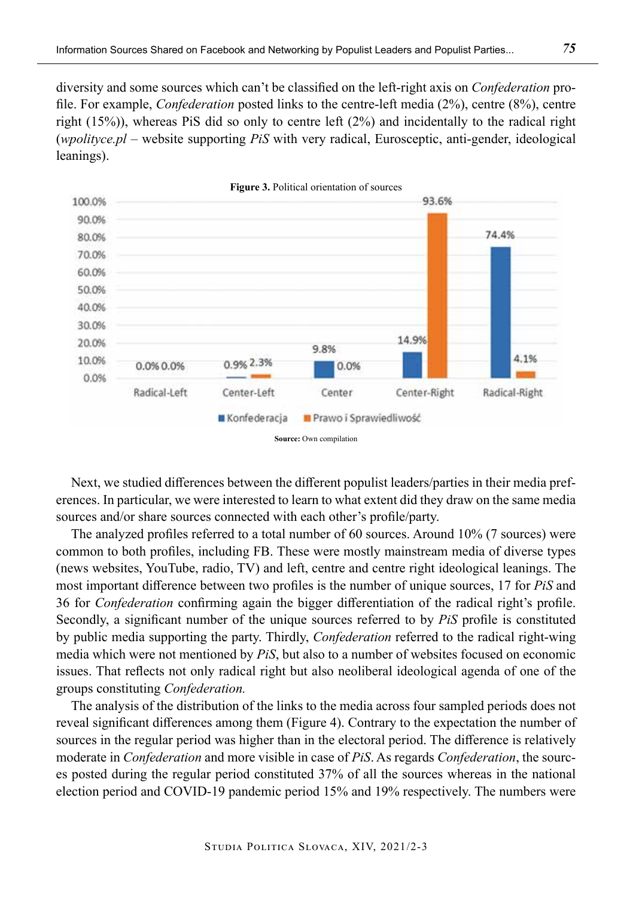diversity and some sources which can't be classified on the left-right axis on *Confederation* profile. For example, *Confederation* posted links to the centre-left media (2%), centre (8%), centre right (15%)), whereas PiS did so only to centre left (2%) and incidentally to the radical right (*wpolityce.pl* – website supporting *PiS* with very radical, Eurosceptic, anti-gender, ideological leanings).

**Figure 3.** Political orientation of sources

| | Radical-Left | Center-Left | Center | Center-Right | Radical-Right |
|---|---|---|---|---|---|
| Konfederacja | 0.0% | 0.9% | 9.8% | 14.9% | 74.4% |
| Prawo i Sprawiedliwość | 0.0% | 2.3% | 0.0% | 93.6% | 4.1% |

**Source:** Own compilation

Next, we studied differences between the different populist leaders/parties in their media preferences. In particular, we were interested to learn to what extent did they draw on the same media sources and/or share sources connected with each other's profile/party.

The analyzed profiles referred to a total number of 60 sources. Around 10% (7 sources) were common to both profiles, including FB. These were mostly mainstream media of diverse types (news websites, YouTube, radio, TV) and left, centre and centre right ideological leanings. The most important difference between two profiles is the number of unique sources, 17 for *PiS* and 36 for *Confederation* confirming again the bigger differentiation of the radical right's profile. Secondly, a significant number of the unique sources referred to by *PiS* profile is constituted by public media supporting the party. Thirdly, *Confederation* referred to the radical right-wing media which were not mentioned by *PiS*, but also to a number of websites focused on economic issues. That reflects not only radical right but also neoliberal ideological agenda of one of the groups constituting *Confederation.*

The analysis of the distribution of the links to the media across four sampled periods does not reveal significant differences among them (Figure 4). Contrary to the expectation the number of sources in the regular period was higher than in the electoral period. The difference is relatively moderate in *Confederation* and more visible in case of *PiS*. As regards *Confederation*, the sources posted during the regular period constituted 37% of all the sources whereas in the national election period and COVID-19 pandemic period 15% and 19% respectively. The numbers were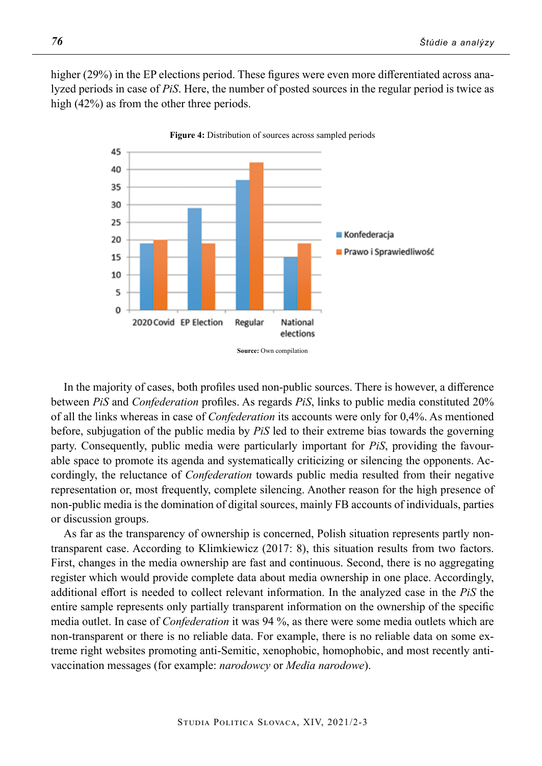higher (29%) in the EP elections period. These figures were even more differentiated across analyzed periods in case of *PiS*. Here, the number of posted sources in the regular period is twice as high (42%) as from the other three periods.

**Figure 4:** Distribution of sources across sampled periods

**Source:** Own compilation

In the majority of cases, both profiles used non-public sources. There is however, a difference between *PiS* and *Confederation* profiles. As regards *PiS*, links to public media constituted 20% of all the links whereas in case of *Confederation* its accounts were only for 0,4%. As mentioned before, subjugation of the public media by *PiS* led to their extreme bias towards the governing party. Consequently, public media were particularly important for *PiS*, providing the favourable space to promote its agenda and systematically criticizing or silencing the opponents. Accordingly, the reluctance of *Confederation* towards public media resulted from their negative representation or, most frequently, complete silencing. Another reason for the high presence of non-public media is the domination of digital sources, mainly FB accounts of individuals, parties or discussion groups.

As far as the transparency of ownership is concerned, Polish situation represents partly non-transparent case. According to Klimkiewicz (2017: 8), this situation results from two factors. First, changes in the media ownership are fast and continuous. Second, there is no aggregating register which would provide complete data about media ownership in one place. Accordingly, additional effort is needed to collect relevant information. In the analyzed case in the *PiS* the entire sample represents only partially transparent information on the ownership of the specific media outlet. In case of *Confederation* it was 94 %, as there were some media outlets which are non-transparent or there is no reliable data. For example, there is no reliable data on some extreme right websites promoting anti-Semitic, xenophobic, homophobic, and most recently anti-vaccination messages (for example: *narodowcy* or *Media narodowe*).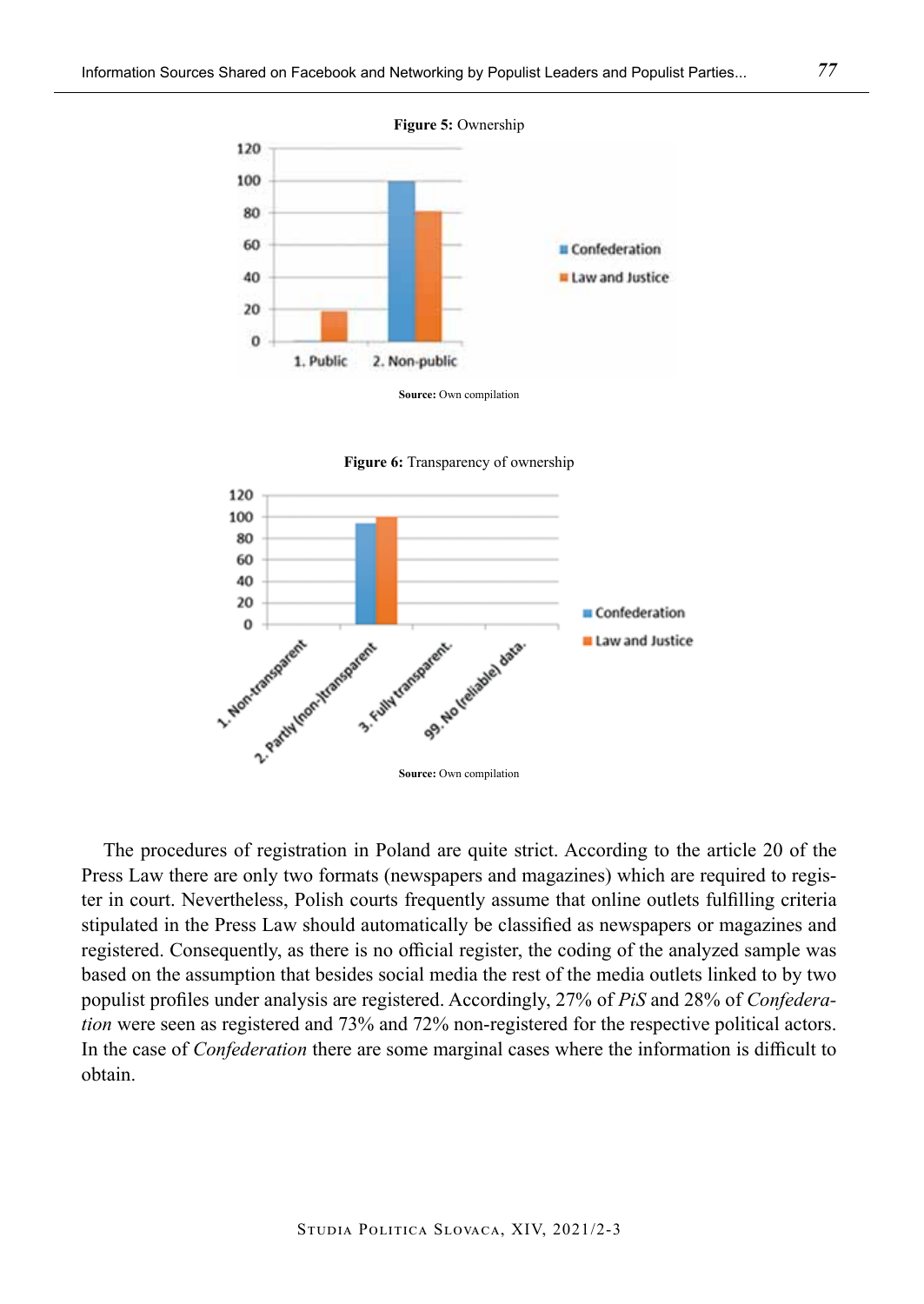**Figure 5:** Ownership

**Source:** Own compilation

**Figure 6:** Transparency of ownership

**Source:** Own compilation

The procedures of registration in Poland are quite strict. According to the article 20 of the Press Law there are only two formats (newspapers and magazines) which are required to register in court. Nevertheless, Polish courts frequently assume that online outlets fulfilling criteria stipulated in the Press Law should automatically be classified as newspapers or magazines and registered. Consequently, as there is no official register, the coding of the analyzed sample was based on the assumption that besides social media the rest of the media outlets linked to by two populist profiles under analysis are registered. Accordingly, 27% of *PiS* and 28% of *Confederation* were seen as registered and 73% and 72% non-registered for the respective political actors. In the case of *Confederation* there are some marginal cases where the information is difficult to obtain.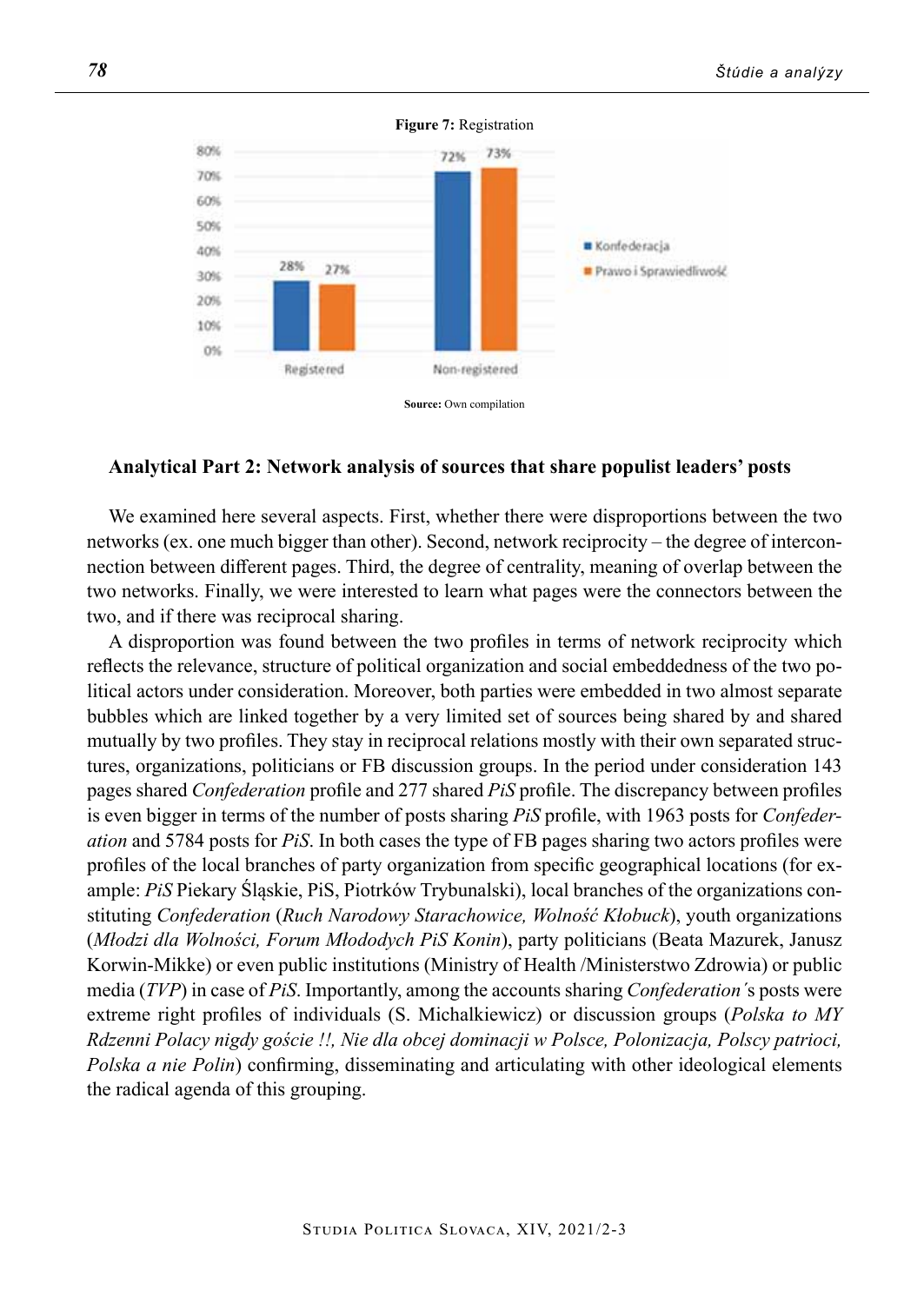**Figure 7:** Registration

| | Konfederacja | Prawo i Sprawiedliwość |
|---|---|---|
| Registered | 28% | 27% |
| Non-registered | 72% | 73% |

**Source:** Own compilation

### Analytical Part 2: Network analysis of sources that share populist leaders' posts

We examined here several aspects. First, whether there were disproportions between the two networks (ex. one much bigger than other). Second, network reciprocity – the degree of interconnection between different pages. Third, the degree of centrality, meaning of overlap between the two networks. Finally, we were interested to learn what pages were the connectors between the two, and if there was reciprocal sharing.

A disproportion was found between the two profiles in terms of network reciprocity which reflects the relevance, structure of political organization and social embeddedness of the two political actors under consideration. Moreover, both parties were embedded in two almost separate bubbles which are linked together by a very limited set of sources being shared by and shared mutually by two profiles. They stay in reciprocal relations mostly with their own separated structures, organizations, politicians or FB discussion groups. In the period under consideration 143 pages shared *Confederation* profile and 277 shared *PiS* profile. The discrepancy between profiles is even bigger in terms of the number of posts sharing *PiS* profile, with 1963 posts for *Confederation* and 5784 posts for *PiS*. In both cases the type of FB pages sharing two actors profiles were profiles of the local branches of party organization from specific geographical locations (for example: *PiS* Piekary Śląskie, PiS, Piotrków Trybunalski), local branches of the organizations constituting *Confederation* (*Ruch Narodowy Starachowice, Wolność Kłobuck*), youth organizations (*Młodzi dla Wolności, Forum Młododych PiS Konin*), party politicians (Beata Mazurek, Janusz Korwin-Mikke) or even public institutions (Ministry of Health /Ministerstwo Zdrowia) or public media (*TVP*) in case of *PiS*. Importantly, among the accounts sharing *Confederation*´s posts were extreme right profiles of individuals (S. Michalkiewicz) or discussion groups (*Polska to MY Rdzenni Polacy nigdy goście !!, Nie dla obcej dominacji w Polsce, Polonizacja, Polscy patrioci, Polska a nie Polin*) confirming, disseminating and articulating with other ideological elements the radical agenda of this grouping.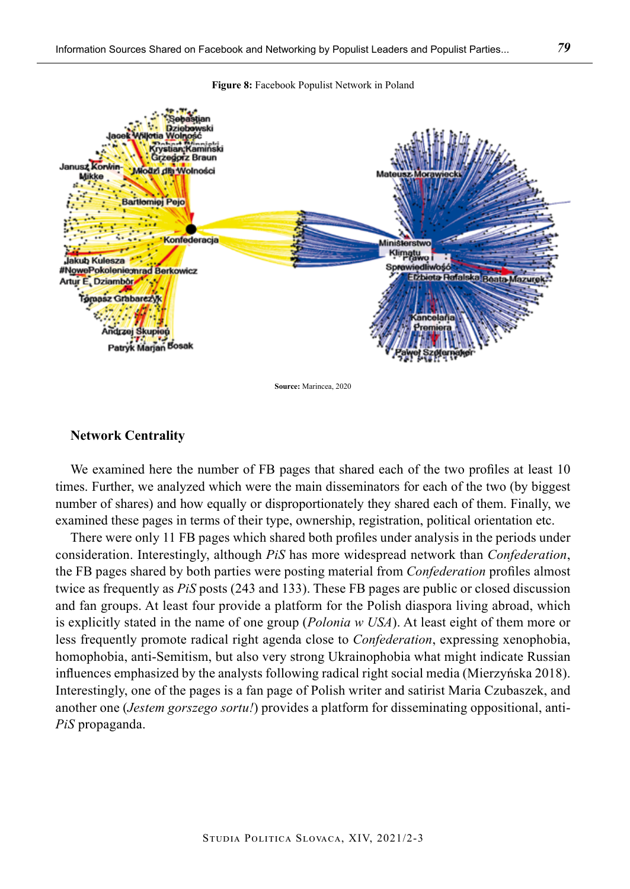**Figure 8:** Facebook Populist Network in Poland

**Source:** Marincea, 2020

## Network Centrality

We examined here the number of FB pages that shared each of the two profiles at least 10 times. Further, we analyzed which were the main disseminators for each of the two (by biggest number of shares) and how equally or disproportionately they shared each of them. Finally, we examined these pages in terms of their type, ownership, registration, political orientation etc.

There were only 11 FB pages which shared both profiles under analysis in the periods under consideration. Interestingly, although *PiS* has more widespread network than *Confederation*, the FB pages shared by both parties were posting material from *Confederation* profiles almost twice as frequently as *PiS* posts (243 and 133). These FB pages are public or closed discussion and fan groups. At least four provide a platform for the Polish diaspora living abroad, which is explicitly stated in the name of one group (*Polonia w USA*). At least eight of them more or less frequently promote radical right agenda close to *Confederation*, expressing xenophobia, homophobia, anti-Semitism, but also very strong Ukrainophobia what might indicate Russian influences emphasized by the analysts following radical right social media (Mierzyńska 2018). Interestingly, one of the pages is a fan page of Polish writer and satirist Maria Czubaszek, and another one (*Jestem gorszego sortu!*) provides a platform for disseminating oppositional, anti-*PiS* propaganda.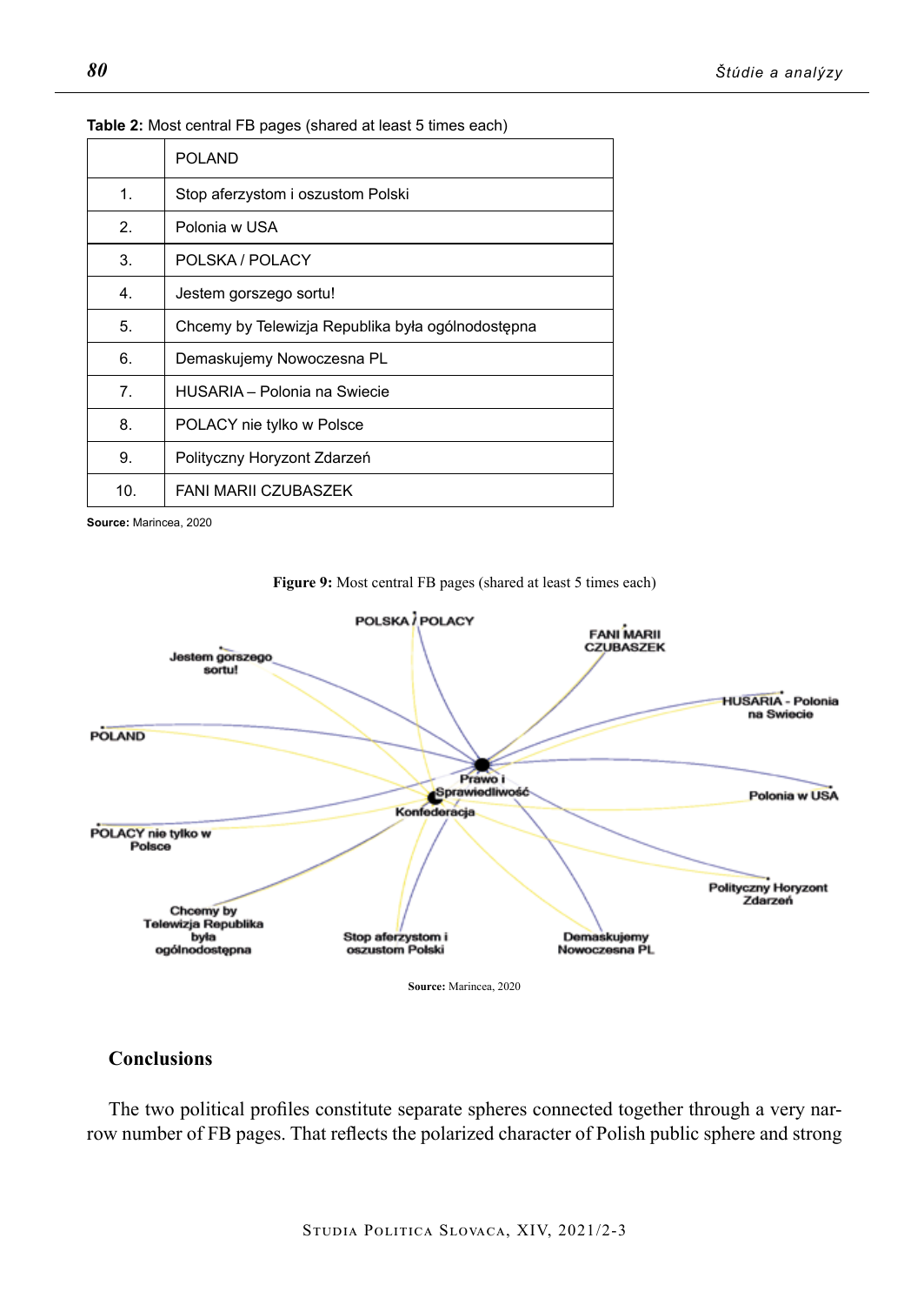**Table 2:** Most central FB pages (shared at least 5 times each)

| | POLAND |
|---|---|
| 1. | Stop aferzystom i oszustom Polski |
| 2. | Polonia w USA |
| 3. | POLSKA / POLACY |
| 4. | Jestem gorszego sortu! |
| 5. | Chcemy by Telewizja Republika była ogólnodostępna |
| 6. | Demaskujemy Nowoczesna PL |
| 7. | HUSARIA – Polonia na Swiecie |
| 8. | POLACY nie tylko w Polsce |
| 9. | Polityczny Horyzont Zdarzeń |
| 10. | FANI MARII CZUBASZEK |

**Source:** Marincea, 2020

**Figure 9:** Most central FB pages (shared at least 5 times each)

**Source:** Marincea, 2020

## Conclusions

The two political profiles constitute separate spheres connected together through a very narrow number of FB pages. That reflects the polarized character of Polish public sphere and strong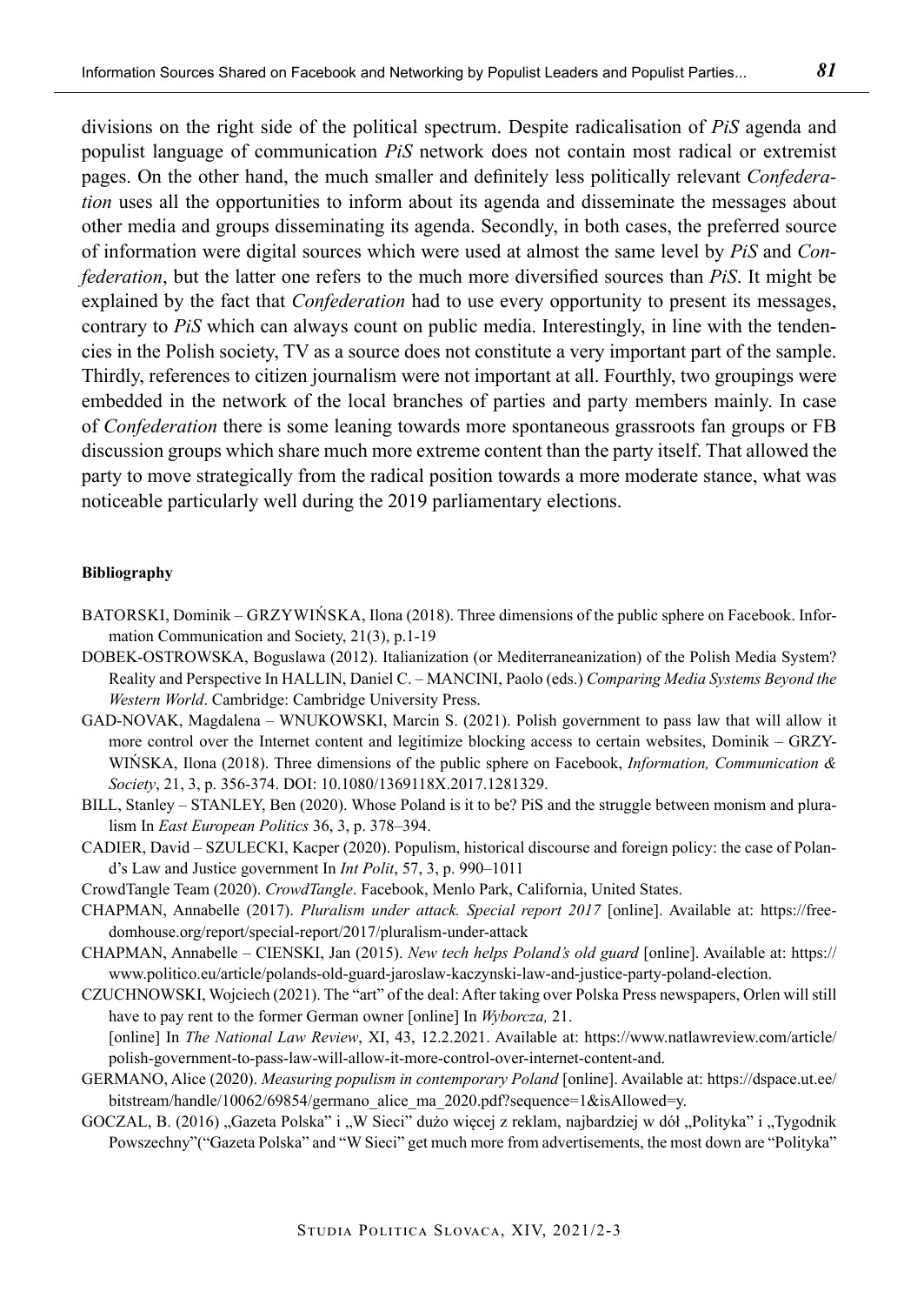divisions on the right side of the political spectrum. Despite radicalisation of *PiS* agenda and populist language of communication *PiS* network does not contain most radical or extremist pages. On the other hand, the much smaller and definitely less politically relevant *Confederation* uses all the opportunities to inform about its agenda and disseminate the messages about other media and groups disseminating its agenda. Secondly, in both cases, the preferred source of information were digital sources which were used at almost the same level by *PiS* and *Confederation*, but the latter one refers to the much more diversified sources than *PiS*. It might be explained by the fact that *Confederation* had to use every opportunity to present its messages, contrary to *PiS* which can always count on public media. Interestingly, in line with the tendencies in the Polish society, TV as a source does not constitute a very important part of the sample. Thirdly, references to citizen journalism were not important at all. Fourthly, two groupings were embedded in the network of the local branches of parties and party members mainly. In case of *Confederation* there is some leaning towards more spontaneous grassroots fan groups or FB discussion groups which share much more extreme content than the party itself. That allowed the party to move strategically from the radical position towards a more moderate stance, what was noticeable particularly well during the 2019 parliamentary elections.

**Bibliography**

BATORSKI, Dominik – GRZYWIŃSKA, Ilona (2018). Three dimensions of the public sphere on Facebook. Information Communication and Society, 21(3), p.1-19

DOBEK-OSTROWSKA, Boguslawa (2012). Italianization (or Mediterraneanization) of the Polish Media System? Reality and Perspective In HALLIN, Daniel C. – MANCINI, Paolo (eds.) *Comparing Media Systems Beyond the Western World*. Cambridge: Cambridge University Press.

GAD-NOVAK, Magdalena – WNUKOWSKI, Marcin S. (2021). Polish government to pass law that will allow it more control over the Internet content and legitimize blocking access to certain websites, Dominik – GRZYWIŃSKA, Ilona (2018). Three dimensions of the public sphere on Facebook, *Information, Communication & Society*, 21, 3, p. 356-374. DOI: 10.1080/1369118X.2017.1281329.

BILL, Stanley – STANLEY, Ben (2020). Whose Poland is it to be? PiS and the struggle between monism and pluralism In *East European Politics* 36, 3, p. 378–394.

CADIER, David – SZULECKI, Kacper (2020). Populism, historical discourse and foreign policy: the case of Poland's Law and Justice government In *Int Polit*, 57, 3, p. 990–1011

CrowdTangle Team (2020). *CrowdTangle*. Facebook, Menlo Park, California, United States.

CHAPMAN, Annabelle (2017). *Pluralism under attack. Special report 2017* [online]. Available at: https://freedomhouse.org/report/special-report/2017/pluralism-under-attack

CHAPMAN, Annabelle – CIENSKI, Jan (2015). *New tech helps Poland's old guard* [online]. Available at: https://www.politico.eu/article/polands-old-guard-jaroslaw-kaczynski-law-and-justice-party-poland-election.

CZUCHNOWSKI, Wojciech (2021). The "art" of the deal: After taking over Polska Press newspapers, Orlen will still have to pay rent to the former German owner [online] In *Wyborcza,* 21.
[online] In *The National Law Review*, XI, 43, 12.2.2021. Available at: https://www.natlawreview.com/article/polish-government-to-pass-law-will-allow-it-more-control-over-internet-content-and.

GERMANO, Alice (2020). *Measuring populism in contemporary Poland* [online]. Available at: https://dspace.ut.ee/bitstream/handle/10062/69854/germano_alice_ma_2020.pdf?sequence=1&isAllowed=y.

GOCZAL, B. (2016) „Gazeta Polska" i „W Sieci" dużo więcej z reklam, najbardziej w dół „Polityka" i „Tygodnik Powszechny"("Gazeta Polska" and "W Sieci" get much more from advertisements, the most down are "Polityka"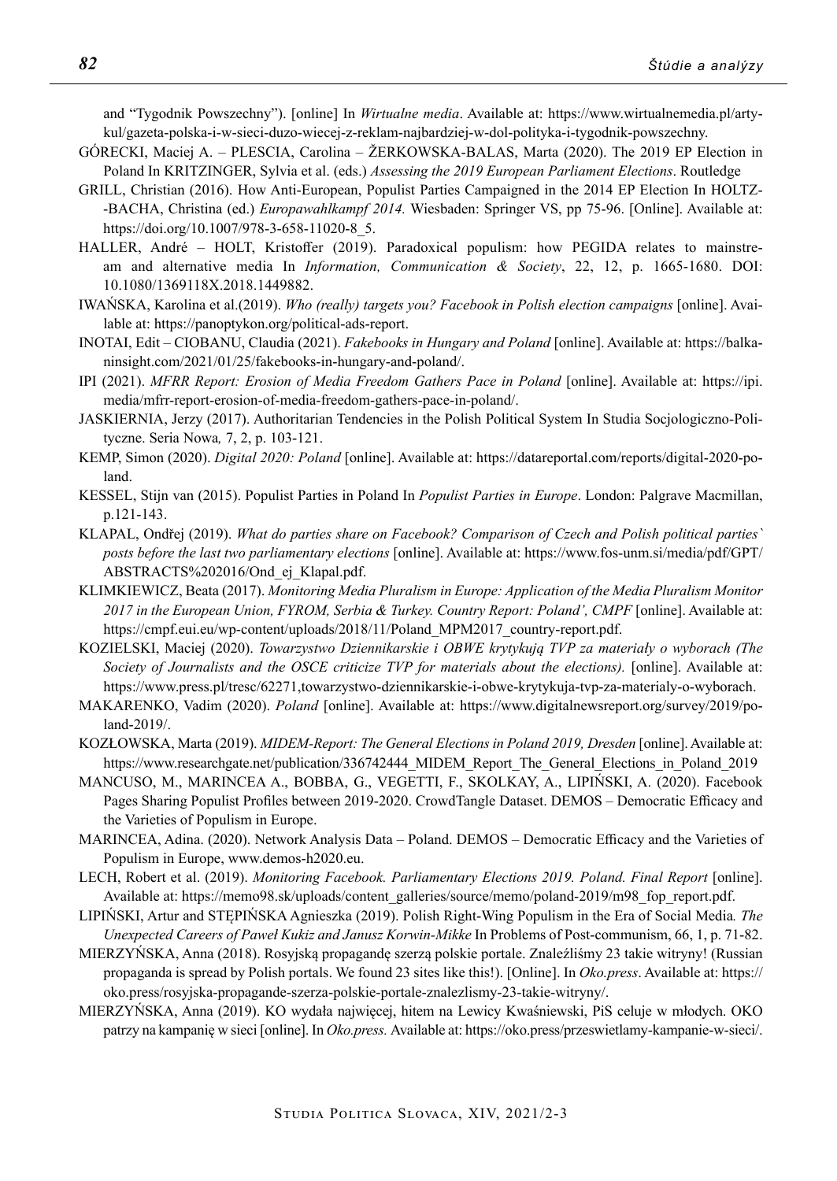and "Tygodnik Powszechny"). [online] In *Wirtualne media*. Available at: https://www.wirtualnemedia.pl/artykul/gazeta-polska-i-w-sieci-duzo-wiecej-z-reklam-najbardziej-w-dol-polityka-i-tygodnik-powszechny.

GÓRECKI, Maciej A. – PLESCIA, Carolina – ŽERKOWSKA-BALAS, Marta (2020). The 2019 EP Election in Poland In KRITZINGER, Sylvia et al. (eds.) *Assessing the 2019 European Parliament Elections*. Routledge

GRILL, Christian (2016). How Anti-European, Populist Parties Campaigned in the 2014 EP Election In HOLTZ--BACHA, Christina (ed.) *Europawahlkampf 2014.* Wiesbaden: Springer VS, pp 75-96. [Online]. Available at: https://doi.org/10.1007/978-3-658-11020-8_5.

HALLER, André – HOLT, Kristoffer (2019). Paradoxical populism: how PEGIDA relates to mainstream and alternative media In *Information, Communication & Society*, 22, 12, p. 1665-1680. DOI: 10.1080/1369118X.2018.1449882.

IWAŃSKA, Karolina et al.(2019). *Who (really) targets you? Facebook in Polish election campaigns* [online]. Available at: https://panoptykon.org/political-ads-report.

INOTAI, Edit – CIOBANU, Claudia (2021). *Fakebooks in Hungary and Poland* [online]. Available at: https://balkaninsight.com/2021/01/25/fakebooks-in-hungary-and-poland/.

IPI (2021). *MFRR Report: Erosion of Media Freedom Gathers Pace in Poland* [online]. Available at: https://ipi.media/mfrr-report-erosion-of-media-freedom-gathers-pace-in-poland/.

JASKIERNIA, Jerzy (2017). Authoritarian Tendencies in the Polish Political System In Studia Socjologiczno-Polityczne. Seria Nowa*,* 7, 2, p. 103-121.

KEMP, Simon (2020). *Digital 2020: Poland* [online]. Available at: https://datareportal.com/reports/digital-2020-poland.

KESSEL, Stijn van (2015). Populist Parties in Poland In *Populist Parties in Europe*. London: Palgrave Macmillan, p.121-143.

KLAPAL, Ondřej (2019). *What do parties share on Facebook? Comparison of Czech and Polish political parties` posts before the last two parliamentary elections* [online]. Available at: https://www.fos-unm.si/media/pdf/GPT/ABSTRACTS%202016/Ond_ej_Klapal.pdf.

KLIMKIEWICZ, Beata (2017). *Monitoring Media Pluralism in Europe: Application of the Media Pluralism Monitor 2017 in the European Union, FYROM, Serbia & Turkey. Country Report: Poland', CMPF* [online]. Available at: https://cmpf.eui.eu/wp-content/uploads/2018/11/Poland_MPM2017_country-report.pdf.

KOZIELSKI, Maciej (2020). *Towarzystwo Dziennikarskie i OBWE krytykują TVP za materiały o wyborach (The Society of Journalists and the OSCE criticize TVP for materials about the elections).* [online]. Available at: https://www.press.pl/tresc/62271,towarzystwo-dziennikarskie-i-obwe-krytykuja-tvp-za-materialy-o-wyborach.

MAKARENKO, Vadim (2020). *Poland* [online]. Available at: https://www.digitalnewsreport.org/survey/2019/poland-2019/.

KOZŁOWSKA, Marta (2019). *MIDEM-Report: The General Elections in Poland 2019, Dresden* [online]. Available at: https://www.researchgate.net/publication/336742444_MIDEM_Report_The_General_Elections_in_Poland_2019

MANCUSO, M., MARINCEA A., BOBBA, G., VEGETTI, F., SKOLKAY, A., LIPIŃSKI, A. (2020). Facebook Pages Sharing Populist Profiles between 2019-2020. CrowdTangle Dataset. DEMOS – Democratic Efficacy and the Varieties of Populism in Europe.

MARINCEA, Adina. (2020). Network Analysis Data – Poland. DEMOS – Democratic Efficacy and the Varieties of Populism in Europe, www.demos-h2020.eu.

LECH, Robert et al. (2019). *Monitoring Facebook. Parliamentary Elections 2019. Poland. Final Report* [online]. Available at: https://memo98.sk/uploads/content_galleries/source/memo/poland-2019/m98_fop_report.pdf.

LIPIŃSKI, Artur and STĘPIŃSKA Agnieszka (2019). Polish Right-Wing Populism in the Era of Social Media*. The Unexpected Careers of Paweł Kukiz and Janusz Korwin-Mikke* In Problems of Post-communism, 66, 1, p. 71-82.

MIERZYŃSKA, Anna (2018). Rosyjską propagandę szerzą polskie portale. Znaleźliśmy 23 takie witryny! (Russian propaganda is spread by Polish portals. We found 23 sites like this!). [Online]. In *Oko.press*. Available at: https://oko.press/rosyjska-propagande-szerza-polskie-portale-znalezlismy-23-takie-witryny/.

MIERZYŃSKA, Anna (2019). KO wydała najwięcej, hitem na Lewicy Kwaśniewski, PiS celuje w młodych. OKO patrzy na kampanię w sieci [online]. In *Oko.press.* Available at: https://oko.press/przeswietlamy-kampanie-w-sieci/.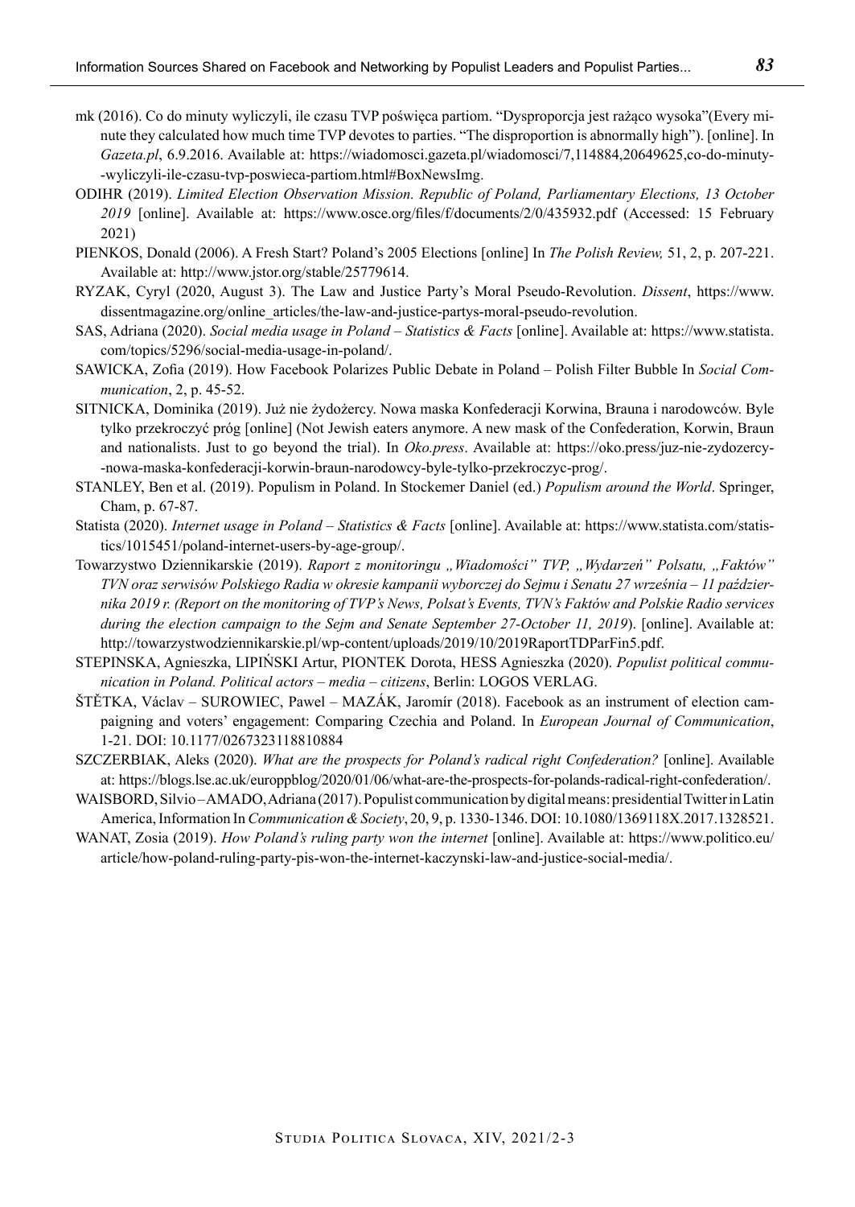mk (2016). Co do minuty wyliczyli, ile czasu TVP poświęca partiom. "Dysproporcja jest rażąco wysoka"(Every minute they calculated how much time TVP devotes to parties. "The disproportion is abnormally high"). [online]. In *Gazeta.pl*, 6.9.2016. Available at: https://wiadomosci.gazeta.pl/wiadomosci/7,114884,20649625,co-do-minuty--wyliczyli-ile-czasu-tvp-poswieca-partiom.html#BoxNewsImg.

ODIHR (2019). *Limited Election Observation Mission. Republic of Poland, Parliamentary Elections, 13 October 2019* [online]. Available at: https://www.osce.org/files/f/documents/2/0/435932.pdf (Accessed: 15 February 2021)

PIENKOS, Donald (2006). A Fresh Start? Poland's 2005 Elections [online] In *The Polish Review,* 51, 2, p. 207-221. Available at: http://www.jstor.org/stable/25779614.

RYZAK, Cyryl (2020, August 3). The Law and Justice Party's Moral Pseudo-Revolution. *Dissent*, https://www.dissentmagazine.org/online_articles/the-law-and-justice-partys-moral-pseudo-revolution.

SAS, Adriana (2020). *Social media usage in Poland – Statistics & Facts* [online]. Available at: https://www.statista.com/topics/5296/social-media-usage-in-poland/.

SAWICKA, Zofia (2019). How Facebook Polarizes Public Debate in Poland – Polish Filter Bubble In *Social Communication*, 2, p. 45-52.

SITNICKA, Dominika (2019). Już nie żydożercy. Nowa maska Konfederacji Korwina, Brauna i narodowców. Byle tylko przekroczyć próg [online] (Not Jewish eaters anymore. A new mask of the Confederation, Korwin, Braun and nationalists. Just to go beyond the trial). In *Oko.press*. Available at: https://oko.press/juz-nie-zydozercy--nowa-maska-konfederacji-korwin-braun-narodowcy-byle-tylko-przekroczyc-prog/.

STANLEY, Ben et al. (2019). Populism in Poland. In Stockemer Daniel (ed.) *Populism around the World*. Springer, Cham, p. 67-87.

Statista (2020). *Internet usage in Poland – Statistics & Facts* [online]. Available at: https://www.statista.com/statistics/1015451/poland-internet-users-by-age-group/.

Towarzystwo Dziennikarskie (2019). *Raport z monitoringu „Wiadomości" TVP, „Wydarzeń" Polsatu, „Faktów" TVN oraz serwisów Polskiego Radia w okresie kampanii wyborczej do Sejmu i Senatu 27 września – 11 października 2019 r. (Report on the monitoring of TVP's News, Polsat's Events, TVN's Faktów and Polskie Radio services during the election campaign to the Sejm and Senate September 27-October 11, 2019*). [online]. Available at: http://towarzystwodziennikarskie.pl/wp-content/uploads/2019/10/2019RaportTDParFin5.pdf.

STEPINSKA, Agnieszka, LIPIŃSKI Artur, PIONTEK Dorota, HESS Agnieszka (2020). *Populist political communication in Poland. Political actors – media – citizens*, Berlin: LOGOS VERLAG.

ŠTĚTKA, Václav – SUROWIEC, Pawel – MAZÁK, Jaromír (2018). Facebook as an instrument of election campaigning and voters' engagement: Comparing Czechia and Poland. In *European Journal of Communication*, 1-21. DOI: 10.1177/0267323118810884

SZCZERBIAK, Aleks (2020). *What are the prospects for Poland's radical right Confederation?* [online]. Available at: https://blogs.lse.ac.uk/europpblog/2020/01/06/what-are-the-prospects-for-polands-radical-right-confederation/.

WAISBORD, Silvio – AMADO, Adriana (2017). Populist communication by digital means: presidential Twitter in Latin America, Information In *Communication & Society*, 20, 9, p. 1330-1346. DOI: 10.1080/1369118X.2017.1328521.

WANAT, Zosia (2019). *How Poland's ruling party won the internet* [online]. Available at: https://www.politico.eu/article/how-poland-ruling-party-pis-won-the-internet-kaczynski-law-and-justice-social-media/.